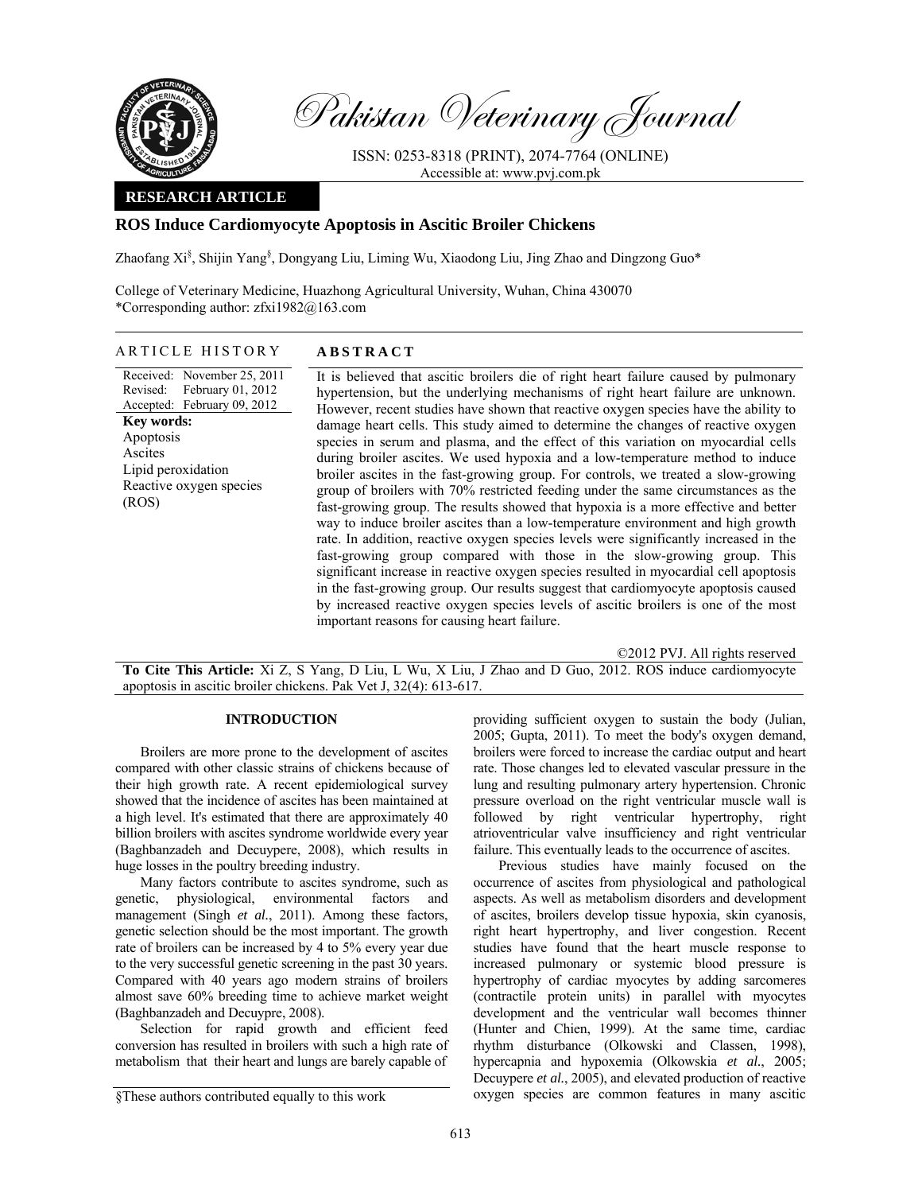# Pakistan Veterinary Journal

ISSN: 0253-8318 (PRINT), 2074-7764 (ONLINE)
Accessible at: www.pvj.com.pk

**RESEARCH ARTICLE**

## ROS Induce Cardiomyocyte Apoptosis in Ascitic Broiler Chickens

Zhaofang Xi[§], Shijin Yang[§], Dongyang Liu, Liming Wu, Xiaodong Liu, Jing Zhao and Dingzong Guo*

College of Veterinary Medicine, Huazhong Agricultural University, Wuhan, China 430070
*Corresponding author: zfxi1982@163.com

### ARTICLE HISTORY

Received: November 25, 2011
Revised: February 01, 2012
Accepted: February 09, 2012

**Key words:**
Apoptosis
Ascites
Lipid peroxidation
Reactive oxygen species (ROS)

### ABSTRACT

It is believed that ascitic broilers die of right heart failure caused by pulmonary hypertension, but the underlying mechanisms of right heart failure are unknown. However, recent studies have shown that reactive oxygen species have the ability to damage heart cells. This study aimed to determine the changes of reactive oxygen species in serum and plasma, and the effect of this variation on myocardial cells during broiler ascites. We used hypoxia and a low-temperature method to induce broiler ascites in the fast-growing group. For controls, we treated a slow-growing group of broilers with 70% restricted feeding under the same circumstances as the fast-growing group. The results showed that hypoxia is a more effective and better way to induce broiler ascites than a low-temperature environment and high growth rate. In addition, reactive oxygen species levels were significantly increased in the fast-growing group compared with those in the slow-growing group. This significant increase in reactive oxygen species resulted in myocardial cell apoptosis in the fast-growing group. Our results suggest that cardiomyocyte apoptosis caused by increased reactive oxygen species levels of ascitic broilers is one of the most important reasons for causing heart failure.

©2012 PVJ. All rights reserved

**To Cite This Article:** Xi Z, S Yang, D Liu, L Wu, X Liu, J Zhao and D Guo, 2012. ROS induce cardiomyocyte apoptosis in ascitic broiler chickens. Pak Vet J, 32(4): 613-617.

## INTRODUCTION

Broilers are more prone to the development of ascites compared with other classic strains of chickens because of their high growth rate. A recent epidemiological survey showed that the incidence of ascites has been maintained at a high level. It's estimated that there are approximately 40 billion broilers with ascites syndrome worldwide every year (Baghbanzadeh and Decuypere, 2008), which results in huge losses in the poultry breeding industry.

Many factors contribute to ascites syndrome, such as genetic, physiological, environmental factors and management (Singh *et al.*, 2011). Among these factors, genetic selection should be the most important. The growth rate of broilers can be increased by 4 to 5% every year due to the very successful genetic screening in the past 30 years. Compared with 40 years ago modern strains of broilers almost save 60% breeding time to achieve market weight (Baghbanzadeh and Decuypre, 2008).

Selection for rapid growth and efficient feed conversion has resulted in broilers with such a high rate of metabolism that their heart and lungs are barely capable of providing sufficient oxygen to sustain the body (Julian, 2005; Gupta, 2011). To meet the body's oxygen demand, broilers were forced to increase the cardiac output and heart rate. Those changes led to elevated vascular pressure in the lung and resulting pulmonary artery hypertension. Chronic pressure overload on the right ventricular muscle wall is followed by right ventricular hypertrophy, right atrioventricular valve insufficiency and right ventricular failure. This eventually leads to the occurrence of ascites.

Previous studies have mainly focused on the occurrence of ascites from physiological and pathological aspects. As well as metabolism disorders and development of ascites, broilers develop tissue hypoxia, skin cyanosis, right heart hypertrophy, and liver congestion. Recent studies have found that the heart muscle response to increased pulmonary or systemic blood pressure is hypertrophy of cardiac myocytes by adding sarcomeres (contractile protein units) in parallel with myocytes development and the ventricular wall becomes thinner (Hunter and Chien, 1999). At the same time, cardiac rhythm disturbance (Olkowski and Classen, 1998), hypercapnia and hypoxemia (Olkowskia *et al.*, 2005; Decuypere *et al.*, 2005), and elevated production of reactive oxygen species are common features in many ascitic

§These authors contributed equally to this work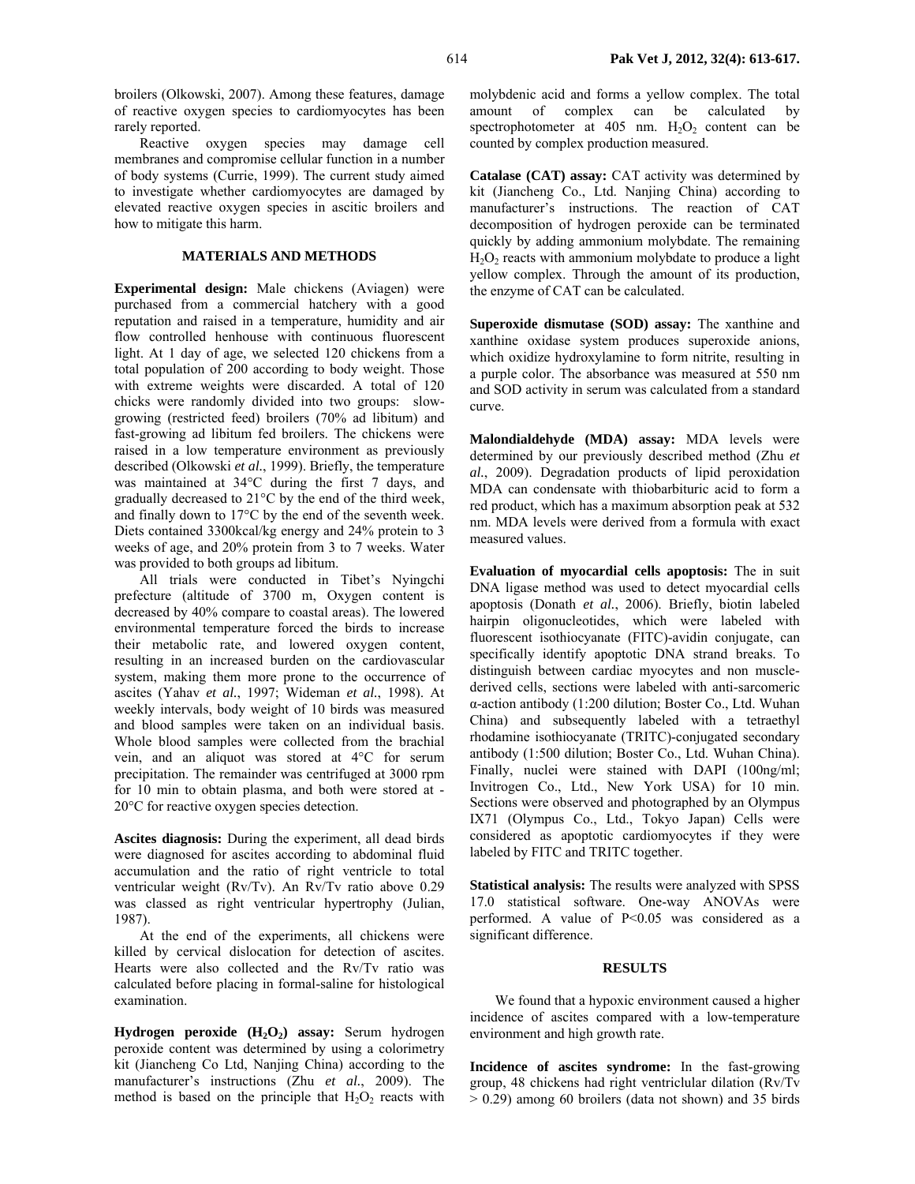broilers (Olkowski, 2007). Among these features, damage of reactive oxygen species to cardiomyocytes has been rarely reported.

Reactive oxygen species may damage cell membranes and compromise cellular function in a number of body systems (Currie, 1999). The current study aimed to investigate whether cardiomyocytes are damaged by elevated reactive oxygen species in ascitic broilers and how to mitigate this harm.

## MATERIALS AND METHODS

**Experimental design:** Male chickens (Aviagen) were purchased from a commercial hatchery with a good reputation and raised in a temperature, humidity and air flow controlled henhouse with continuous fluorescent light. At 1 day of age, we selected 120 chickens from a total population of 200 according to body weight. Those with extreme weights were discarded. A total of 120 chicks were randomly divided into two groups: slow-growing (restricted feed) broilers (70% ad libitum) and fast-growing ad libitum fed broilers. The chickens were raised in a low temperature environment as previously described (Olkowski *et al.*, 1999). Briefly, the temperature was maintained at 34°C during the first 7 days, and gradually decreased to 21°C by the end of the third week, and finally down to 17°C by the end of the seventh week. Diets contained 3300kcal/kg energy and 24% protein to 3 weeks of age, and 20% protein from 3 to 7 weeks. Water was provided to both groups ad libitum.

All trials were conducted in Tibet's Nyingchi prefecture (altitude of 3700 m, Oxygen content is decreased by 40% compare to coastal areas). The lowered environmental temperature forced the birds to increase their metabolic rate, and lowered oxygen content, resulting in an increased burden on the cardiovascular system, making them more prone to the occurrence of ascites (Yahav *et al.*, 1997; Wideman *et al.*, 1998). At weekly intervals, body weight of 10 birds was measured and blood samples were taken on an individual basis. Whole blood samples were collected from the brachial vein, and an aliquot was stored at 4°C for serum precipitation. The remainder was centrifuged at 3000 rpm for 10 min to obtain plasma, and both were stored at -20°C for reactive oxygen species detection.

**Ascites diagnosis:** During the experiment, all dead birds were diagnosed for ascites according to abdominal fluid accumulation and the ratio of right ventricle to total ventricular weight (Rv/Tv). An Rv/Tv ratio above 0.29 was classed as right ventricular hypertrophy (Julian, 1987).

At the end of the experiments, all chickens were killed by cervical dislocation for detection of ascites. Hearts were also collected and the Rv/Tv ratio was calculated before placing in formal-saline for histological examination.

**Hydrogen peroxide ($H_2O_2$) assay:** Serum hydrogen peroxide content was determined by using a colorimetry kit (Jiancheng Co Ltd, Nanjing China) according to the manufacturer's instructions (Zhu *et al.*, 2009). The method is based on the principle that $H_2O_2$ reacts with molybdenic acid and forms a yellow complex. The total amount of complex can be calculated by spectrophotometer at 405 nm. $H_2O_2$ content can be counted by complex production measured.

**Catalase (CAT) assay:** CAT activity was determined by kit (Jiancheng Co., Ltd. Nanjing China) according to manufacturer's instructions. The reaction of CAT decomposition of hydrogen peroxide can be terminated quickly by adding ammonium molybdate. The remaining $H_2O_2$ reacts with ammonium molybdate to produce a light yellow complex. Through the amount of its production, the enzyme of CAT can be calculated.

**Superoxide dismutase (SOD) assay:** The xanthine and xanthine oxidase system produces superoxide anions, which oxidize hydroxylamine to form nitrite, resulting in a purple color. The absorbance was measured at 550 nm and SOD activity in serum was calculated from a standard curve.

**Malondialdehyde (MDA) assay:** MDA levels were determined by our previously described method (Zhu *et al.*, 2009). Degradation products of lipid peroxidation MDA can condensate with thiobarbituric acid to form a red product, which has a maximum absorption peak at 532 nm. MDA levels were derived from a formula with exact measured values.

**Evaluation of myocardial cells apoptosis:** The in suit DNA ligase method was used to detect myocardial cells apoptosis (Donath *et al.*, 2006). Briefly, biotin labeled hairpin oligonucleotides, which were labeled with fluorescent isothiocyanate (FITC)-avidin conjugate, can specifically identify apoptotic DNA strand breaks. To distinguish between cardiac myocytes and non muscle-derived cells, sections were labeled with anti-sarcomeric α-action antibody (1:200 dilution; Boster Co., Ltd. Wuhan China) and subsequently labeled with a tetraethyl rhodamine isothiocyanate (TRITC)-conjugated secondary antibody (1:500 dilution; Boster Co., Ltd. Wuhan China). Finally, nuclei were stained with DAPI (100ng/ml; Invitrogen Co., Ltd., New York USA) for 10 min. Sections were observed and photographed by an Olympus IX71 (Olympus Co., Ltd., Tokyo Japan) Cells were considered as apoptotic cardiomyocytes if they were labeled by FITC and TRITC together.

**Statistical analysis:** The results were analyzed with SPSS 17.0 statistical software. One-way ANOVAs were performed. A value of $P<0.05$ was considered as a significant difference.

## RESULTS

We found that a hypoxic environment caused a higher incidence of ascites compared with a low-temperature environment and high growth rate.

**Incidence of ascites syndrome:** In the fast-growing group, 48 chickens had right ventricular dilation (Rv/Tv > 0.29) among 60 broilers (data not shown) and 35 birds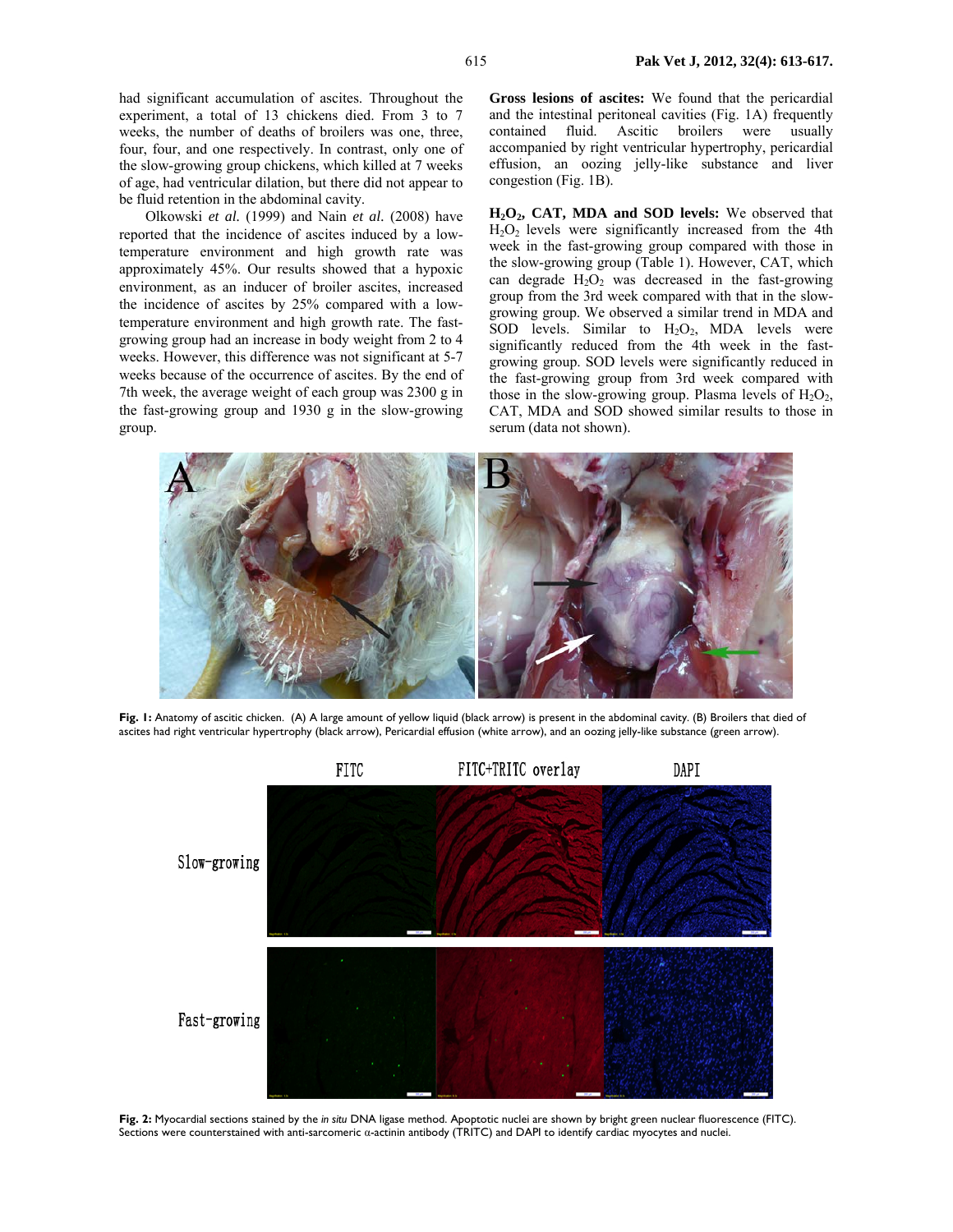had significant accumulation of ascites. Throughout the experiment, a total of 13 chickens died. From 3 to 7 weeks, the number of deaths of broilers was one, three, four, four, and one respectively. In contrast, only one of the slow-growing group chickens, which killed at 7 weeks of age, had ventricular dilation, but there did not appear to be fluid retention in the abdominal cavity.

Olkowski *et al.* (1999) and Nain *et al.* (2008) have reported that the incidence of ascites induced by a low-temperature environment and high growth rate was approximately 45%. Our results showed that a hypoxic environment, as an inducer of broiler ascites, increased the incidence of ascites by 25% compared with a low-temperature environment and high growth rate. The fast-growing group had an increase in body weight from 2 to 4 weeks. However, this difference was not significant at 5-7 weeks because of the occurrence of ascites. By the end of 7th week, the average weight of each group was 2300 g in the fast-growing group and 1930 g in the slow-growing group.

**Gross lesions of ascites:** We found that the pericardial and the intestinal peritoneal cavities (Fig. 1A) frequently contained fluid. Ascitic broilers were usually accompanied by right ventricular hypertrophy, pericardial effusion, an oozing jelly-like substance and liver congestion (Fig. 1B).

**$H_2O_2$, CAT, MDA and SOD levels:** We observed that $H_2O_2$ levels were significantly increased from the 4th week in the fast-growing group compared with those in the slow-growing group (Table 1). However, CAT, which can degrade $H_2O_2$ was decreased in the fast-growing group from the 3rd week compared with that in the slow-growing group. We observed a similar trend in MDA and SOD levels. Similar to $H_2O_2$, MDA levels were significantly reduced from the 4th week in the fast-growing group. SOD levels were significantly reduced in the fast-growing group from 3rd week compared with the slow-growing group. Plasma levels of $H_2O_2$, CAT, MDA and SOD showed similar results to those in serum (data not shown).

**Fig. 1:** Anatomy of ascitic chicken. (A) A large amount of yellow liquid (black arrow) is present in the abdominal cavity. (B) Broilers that died of ascites had right ventricular hypertrophy (black arrow), Pericardial effusion (white arrow), and an oozing jelly-like substance (green arrow).

**Fig. 2:** Myocardial sections stained by the *in situ* DNA ligase method. Apoptotic nuclei are shown by bright green nuclear fluorescence (FITC). Sections were counterstained with anti-sarcomeric α-actinin antibody (TRITC) and DAPI to identify cardiac myocytes and nuclei.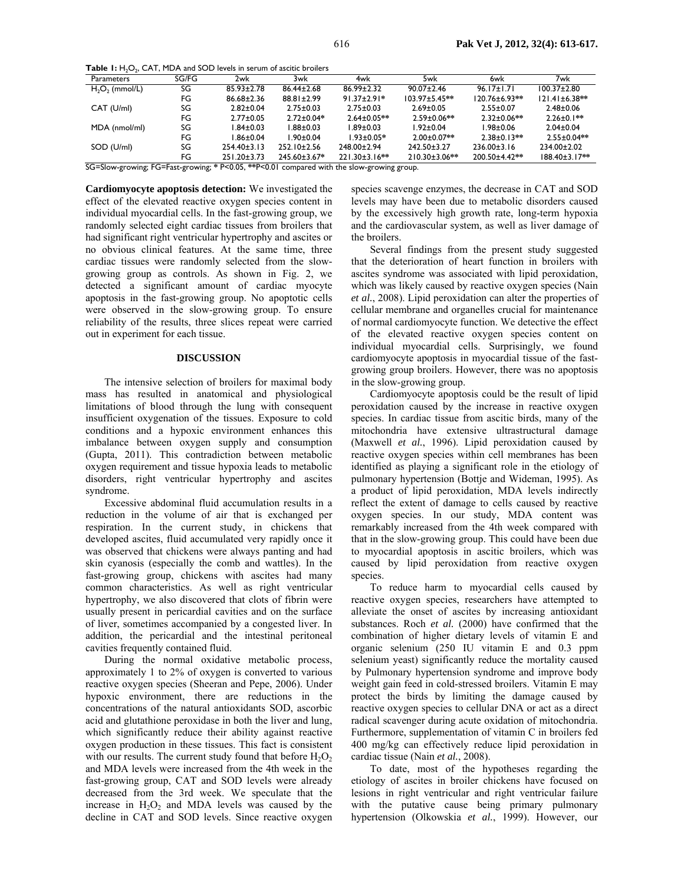**Table 1:** $H_2O_2$, CAT, MDA and SOD levels in serum of ascitic broilers

| Parameters | SG/FG | 2wk | 3wk | 4wk | 5wk | 6wk | 7wk |
|---|---|---|---|---|---|---|---|
| $H_2O_2$ (mmol/L) | SG | 85.93±2.78 | 86.44±2.68 | 86.99±2.32 | 90.07±2.46 | 96.17±1.71 | 100.37±2.80 |
| | FG | 86.68±2.36 | 88.81±2.99 | 91.37±2.91* | 103.97±5.45** | 120.76±6.93** | 121.41±6.38** |
| CAT (U/ml) | SG | 2.82±0.04 | 2.75±0.03 | 2.75±0.03 | 2.69±0.05 | 2.55±0.07 | 2.48±0.06 |
| | FG | 2.77±0.05 | 2.72±0.04* | 2.64±0.05** | 2.59±0.06** | 2.32±0.06** | 2.26±0.1** |
| MDA (nmol/ml) | SG | 1.84±0.03 | 1.88±0.03 | 1.89±0.03 | 1.92±0.04 | 1.98±0.06 | 2.04±0.04 |
| | FG | 1.86±0.04 | 1.90±0.04 | 1.93±0.05* | 2.00±0.07** | 2.38±0.13** | 2.55±0.04** |
| SOD (U/ml) | SG | 254.40±3.13 | 252.10±2.56 | 248.00±2.94 | 242.50±3.27 | 236.00±3.16 | 234.00±2.02 |
| | FG | 251.20±3.73 | 245.60±3.67* | 221.30±3.16** | 210.30±3.06** | 200.50±4.42** | 188.40±3.17** |

SG=Slow-growing; FG=Fast-growing; * P<0.05, **P<0.01 compared with the slow-growing group.

**Cardiomyocyte apoptosis detection:** We investigated the effect of the elevated reactive oxygen species content in individual myocardial cells. In the fast-growing group, we randomly selected eight cardiac tissues from broilers that had significant right ventricular hypertrophy and ascites or no obvious clinical features. At the same time, three cardiac tissues were randomly selected from the slow-growing group as controls. As shown in Fig. 2, we detected a significant amount of cardiac myocyte apoptosis in the fast-growing group. No apoptotic cells were observed in the slow-growing group. To ensure reliability of the results, three slices repeat were carried out in experiment for each tissue.

## DISCUSSION

The intensive selection of broilers for maximal body mass has resulted in anatomical and physiological limitations of blood through the lung with consequent insufficient oxygenation of the tissues. Exposure to cold conditions and a hypoxic environment enhances this imbalance between oxygen supply and consumption (Gupta, 2011). This contradiction between metabolic oxygen requirement and tissue hypoxia leads to metabolic disorders, right ventricular hypertrophy and ascites syndrome.

Excessive abdominal fluid accumulation results in a reduction in the volume of air that is exchanged per respiration. In the current study, in chickens that developed ascites, fluid accumulated very rapidly once it was observed that chickens were always panting and had skin cyanosis (especially the comb and wattles). In the fast-growing group, chickens with ascites had many common characteristics. As well as right ventricular hypertrophy, we also discovered that clots of fibrin were usually present in pericardial cavities and on the surface of liver, sometimes accompanied by a congested liver. In addition, the pericardial and the intestinal peritoneal cavities frequently contained fluid.

During the normal oxidative metabolic process, approximately 1 to 2% of oxygen is converted to various reactive oxygen species (Sheeran and Pepe, 2006). Under hypoxic environment, there are reductions in the concentrations of the natural antioxidants SOD, ascorbic acid and glutathione peroxidase in both the liver and lung, which significantly reduce their ability against reactive oxygen production in these tissues. This fact is consistent with our results. The current study found that before $H_2O_2$ and MDA levels were increased from the 4th week in the fast-growing group, CAT and SOD levels were already decreased from the 3rd week. We speculate that the increase in $H_2O_2$ and MDA levels was caused by the decline in CAT and SOD levels. Since reactive oxygen species scavenge enzymes, the decrease in CAT and SOD levels may have been due to metabolic disorders caused by the excessively high growth rate, long-term hypoxia and the cardiovascular system, as well as liver damage of the broilers.

Several findings from the present study suggested that the deterioration of heart function in broilers with ascites syndrome was associated with lipid peroxidation, which was likely caused by reactive oxygen species (Nain *et al.*, 2008). Lipid peroxidation can alter the properties of cellular membrane and organelles crucial for maintenance of normal cardiomyocyte function. We detective the effect of the elevated reactive oxygen species content on individual myocardial cells. Surprisingly, we found cardiomyocyte apoptosis in myocardial tissue of the fast-growing group broilers. However, there was no apoptosis in the slow-growing group.

Cardiomyocyte apoptosis could be the result of lipid peroxidation caused by the increase in reactive oxygen species. In cardiac tissue from ascitic birds, many of the mitochondria have extensive ultrastructural damage (Maxwell *et al.*, 1996). Lipid peroxidation caused by reactive oxygen species within cell membranes has been identified as playing a significant role in the etiology of pulmonary hypertension (Bottje and Wideman, 1995). As a product of lipid peroxidation, MDA levels indirectly reflect the extent of damage to cells caused by reactive oxygen species. In our study, MDA content was remarkably increased from the 4th week compared with that in the slow-growing group. This could have been due to myocardial apoptosis in ascitic broilers, which was caused by lipid peroxidation from reactive oxygen species.

To reduce harm to myocardial cells caused by reactive oxygen species, researchers have attempted to alleviate the onset of ascites by increasing antioxidant substances. Roch *et al.* (2000) have confirmed that the combination of higher dietary levels of vitamin E and organic selenium (250 IU vitamin E and 0.3 ppm selenium yeast) significantly reduce the mortality caused by Pulmonary hypertension syndrome and improve body weight gain feed in cold-stressed broilers. Vitamin E may protect the birds by limiting the damage caused by reactive oxygen species to cellular DNA or act as a direct radical scavenger during acute oxidation of mitochondria. Furthermore, supplementation of vitamin C in broilers fed 400 mg/kg can effectively reduce lipid peroxidation in cardiac tissue (Nain *et al.*, 2008).

To date, most of the hypotheses regarding the etiology of ascites in broiler chickens have focused on lesions in right ventricular and right ventricular failure with the putative cause being primary pulmonary hypertension (Olkowskia *et al.*, 1999). However, our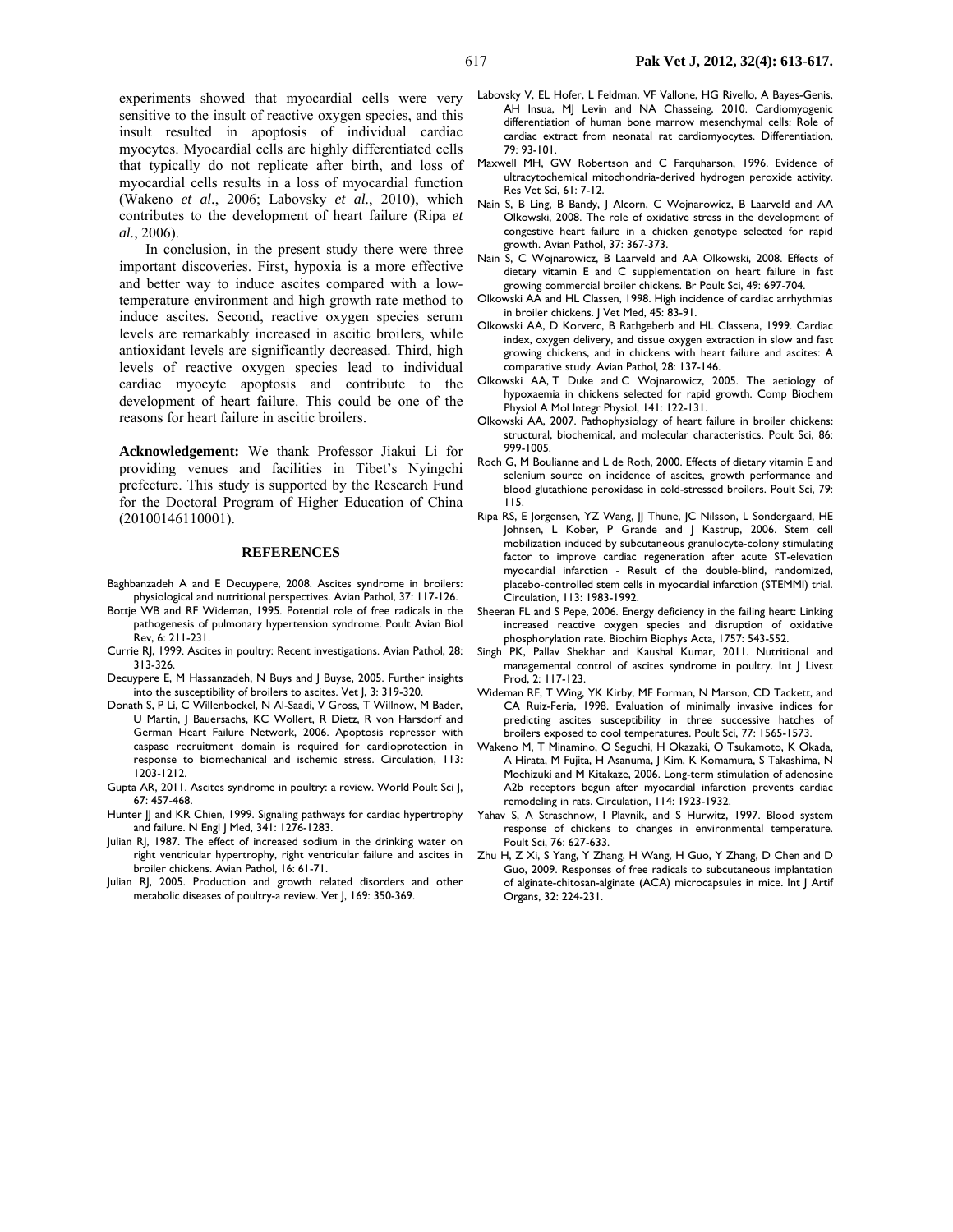experiments showed that myocardial cells were very sensitive to the insult of reactive oxygen species, and this insult resulted in apoptosis of individual cardiac myocytes. Myocardial cells are highly differentiated cells that typically do not replicate after birth, and loss of myocardial cells results in a loss of myocardial function (Wakeno *et al*., 2006; Labovsky *et al*., 2010), which contributes to the development of heart failure (Ripa *et al.*, 2006).

In conclusion, in the present study there were three important discoveries. First, hypoxia is a more effective and better way to induce ascites compared with a low-temperature environment and high growth rate method to induce ascites. Second, reactive oxygen species serum levels are remarkably increased in ascitic broilers, while antioxidant levels are significantly decreased. Third, high levels of reactive oxygen species lead to individual cardiac myocyte apoptosis and contribute to the development of heart failure. This could be one of the reasons for heart failure in ascitic broilers.

**Acknowledgement:** We thank Professor Jiakui Li for providing venues and facilities in Tibet's Nyingchi prefecture. This study is supported by the Research Fund for the Doctoral Program of Higher Education of China (20100146110001).

## REFERENCES

Baghbanzadeh A and E Decuypere, 2008. Ascites syndrome in broilers: physiological and nutritional perspectives. Avian Pathol, 37: 117-126.

Bottje WB and RF Wideman, 1995. Potential role of free radicals in the pathogenesis of pulmonary hypertension syndrome. Poult Avian Biol Rev, 6: 211-231.

Currie RJ, 1999. Ascites in poultry: Recent investigations. Avian Pathol, 28: 313-326.

Decuypere E, M Hassanzadeh, N Buys and J Buyse, 2005. Further insights into the susceptibility of broilers to ascites. Vet J, 3: 319-320.

Donath S, P Li, C Willenbockel, N Al-Saadi, V Gross, T Willnow, M Bader, U Martin, J Bauersachs, KC Wollert, R Dietz, R von Harsdorf and German Heart Failure Network, 2006. Apoptosis repressor with caspase recruitment domain is required for cardioprotection in response to biomechanical and ischemic stress. Circulation, 113: 1203-1212.

Gupta AR, 2011. Ascites syndrome in poultry: a review. World Poult Sci J, 67: 457-468.

Hunter JJ and KR Chien, 1999. Signaling pathways for cardiac hypertrophy and failure. N Engl J Med, 341: 1276-1283.

Julian RJ, 1987. The effect of increased sodium in the drinking water on right ventricular hypertrophy, right ventricular failure and ascites in broiler chickens. Avian Pathol, 16: 61-71.

Julian RJ, 2005. Production and growth related disorders and other metabolic diseases of poultry-a review. Vet J, 169: 350-369.

Labovsky V, EL Hofer, L Feldman, VF Vallone, HG Rivello, A Bayes-Genis, AH Insua, MJ Levin and NA Chasseing, 2010. Cardiomyogenic differentiation of human bone marrow mesenchymal cells: Role of cardiac extract from neonatal rat cardiomyocytes. Differentiation, 79: 93-101.

Maxwell MH, GW Robertson and C Farquharson, 1996. Evidence of ultracytochemical mitochondria-derived hydrogen peroxide activity. Res Vet Sci, 61: 7-12.

Nain S, B Ling, B Bandy, J Alcorn, C Wojnarowicz, B Laarveld and AA Olkowski, 2008. The role of oxidative stress in the development of congestive heart failure in a chicken genotype selected for rapid growth. Avian Pathol, 37: 367-373.

Nain S, C Wojnarowicz, B Laarveld and AA Olkowski, 2008. Effects of dietary vitamin E and C supplementation on heart failure in fast growing commercial broiler chickens. Br Poult Sci, 49: 697-704.

Olkowski AA and HL Classen, 1998. High incidence of cardiac arrhythmias in broiler chickens. J Vet Med, 45: 83-91.

Olkowski AA, D Korverc, B Rathgeberb and HL Classena, 1999. Cardiac index, oxygen delivery, and tissue oxygen extraction in slow and fast growing chickens, and in chickens with heart failure and ascites: A comparative study. Avian Pathol, 28: 137-146.

Olkowski AA, T Duke and C Wojnarowicz, 2005. The aetiology of hypoxaemia in chickens selected for rapid growth. Comp Biochem Physiol A Mol Integr Physiol, 141: 122-131.

Olkowski AA, 2007. Pathophysiology of heart failure in broiler chickens: structural, biochemical, and molecular characteristics. Poult Sci, 86: 999-1005.

Roch G, M Boulianne and L de Roth, 2000. Effects of dietary vitamin E and selenium source on incidence of ascites, growth performance and blood glutathione peroxidase in cold-stressed broilers. Poult Sci, 79: 115.

Ripa RS, E Jorgensen, YZ Wang, JJ Thune, JC Nilsson, L Sondergaard, HE Johnsen, L Kober, P Grande and J Kastrup, 2006. Stem cell mobilization induced by subcutaneous granulocyte-colony stimulating factor to improve cardiac regeneration after acute ST-elevation myocardial infarction - Result of the double-blind, randomized, placebo-controlled stem cells in myocardial infarction (STEMMI) trial. Circulation, 113: 1983-1992.

Sheeran FL and S Pepe, 2006. Energy deficiency in the failing heart: Linking increased reactive oxygen species and disruption of oxidative phosphorylation rate. Biochim Biophys Acta, 1757: 543-552.

Singh PK, Pallav Shekhar and Kaushal Kumar, 2011. Nutritional and managemental control of ascites syndrome in poultry. Int J Livest Prod, 2: 117-123.

Wideman RF, T Wing, YK Kirby, MF Forman, N Marson, CD Tackett, and CA Ruiz-Feria, 1998. Evaluation of minimally invasive indices for predicting ascites susceptibility in three successive hatches of broilers exposed to cool temperatures. Poult Sci, 77: 1565-1573.

Wakeno M, T Minamino, O Seguchi, H Okazaki, O Tsukamoto, K Okada, A Hirata, M Fujita, H Asanuma, J Kim, K Komamura, S Takashima, N Mochizuki and M Kitakaze, 2006. Long-term stimulation of adenosine A2b receptors begun after myocardial infarction prevents cardiac remodeling in rats. Circulation, 114: 1923-1932.

Yahav S, A Straschnow, I Plavnik, and S Hurwitz, 1997. Blood system response of chickens to changes in environmental temperature. Poult Sci, 76: 627-633.

Zhu H, Z Xi, S Yang, Y Zhang, H Wang, H Guo, Y Zhang, D Chen and D Guo, 2009. Responses of free radicals to subcutaneous implantation of alginate-chitosan-alginate (ACA) microcapsules in mice. Int J Artif Organs, 32: 224-231.